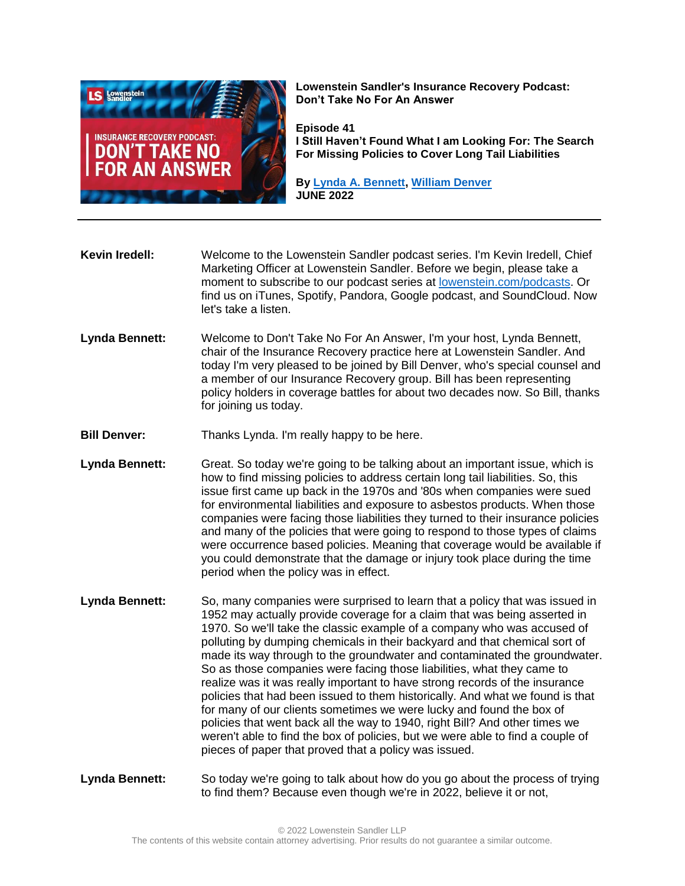**Lowenstein Sandler's Insurance Recovery Podcast: Don't Take No For An Answer**

**Episode 41**
**I Still Haven't Found What I am Looking For: The Search For Missing Policies to Cover Long Tail Liabilities**

**By [Lynda A. Bennett](), [William Denver]()**
**JUNE 2022**

---

**Kevin Iredell:** Welcome to the Lowenstein Sandler podcast series. I'm Kevin Iredell, Chief Marketing Officer at Lowenstein Sandler. Before we begin, please take a moment to subscribe to our podcast series at [lowenstein.com/podcasts](). Or find us on iTunes, Spotify, Pandora, Google podcast, and SoundCloud. Now let's take a listen.

**Lynda Bennett:** Welcome to Don't Take No For An Answer, I'm your host, Lynda Bennett, chair of the Insurance Recovery practice here at Lowenstein Sandler. And today I'm very pleased to be joined by Bill Denver, who's special counsel and a member of our Insurance Recovery group. Bill has been representing policy holders in coverage battles for about two decades now. So Bill, thanks for joining us today.

**Bill Denver:** Thanks Lynda. I'm really happy to be here.

**Lynda Bennett:** Great. So today we're going to be talking about an important issue, which is how to find missing policies to address certain long tail liabilities. So, this issue first came up back in the 1970s and '80s when companies were sued for environmental liabilities and exposure to asbestos products. When those companies were facing those liabilities they turned to their insurance policies and many of the policies that were going to respond to those types of claims were occurrence based policies. Meaning that coverage would be available if you could demonstrate that the damage or injury took place during the time period when the policy was in effect.

**Lynda Bennett:** So, many companies were surprised to learn that a policy that was issued in 1952 may actually provide coverage for a claim that was being asserted in 1970. So we'll take the classic example of a company who was accused of polluting by dumping chemicals in their backyard and that chemical sort of made its way through to the groundwater and contaminated the groundwater. So as those companies were facing those liabilities, what they came to realize was it was really important to have strong records of the insurance policies that had been issued to them historically. And what we found is that for many of our clients sometimes we were lucky and found the box of policies that went back all the way to 1940, right Bill? And other times we weren't able to find the box of policies, but we were able to find a couple of pieces of paper that proved that a policy was issued.

**Lynda Bennett:** So today we're going to talk about how do you go about the process of trying to find them? Because even though we're in 2022, believe it or not,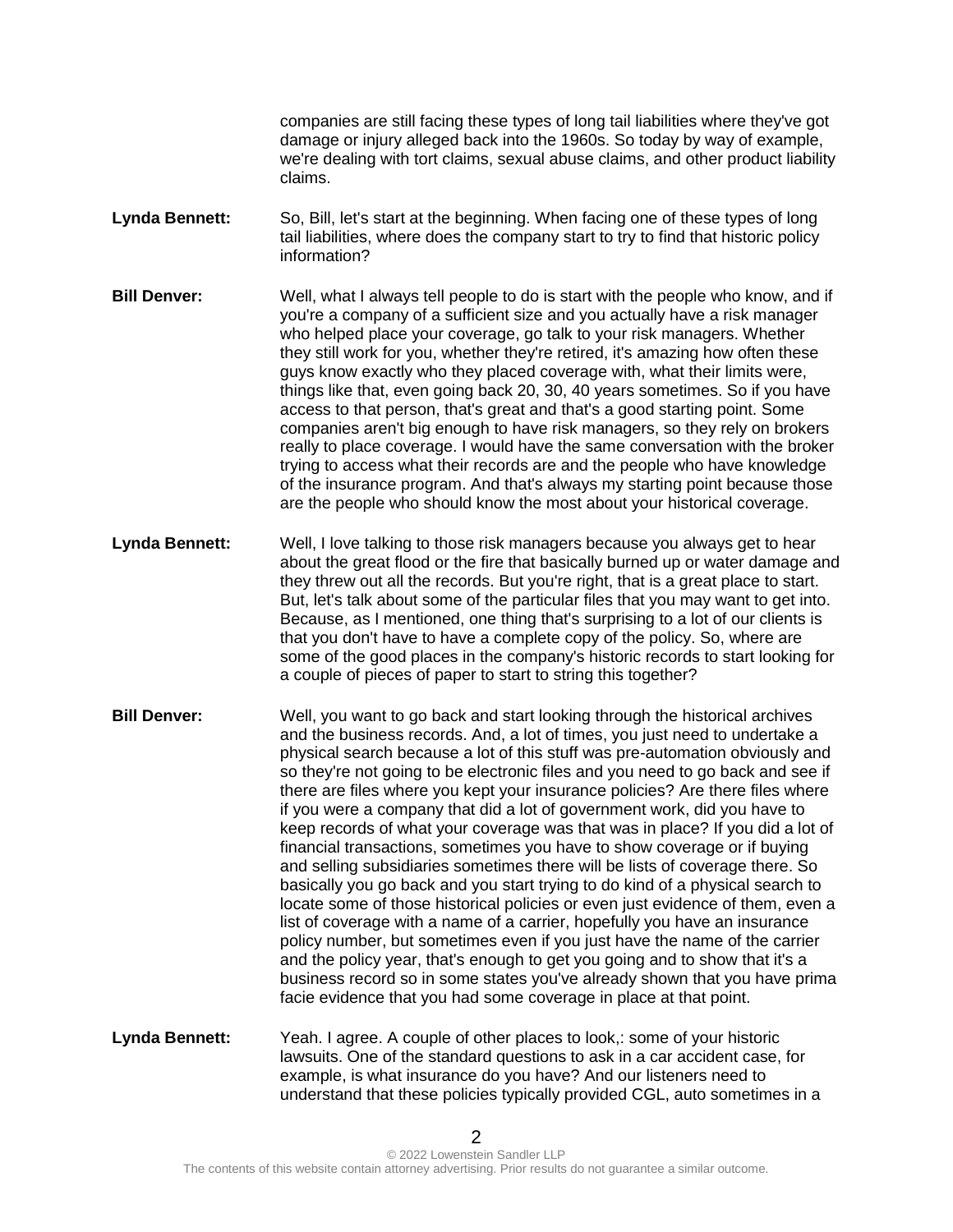companies are still facing these types of long tail liabilities where they've got damage or injury alleged back into the 1960s. So today by way of example, we're dealing with tort claims, sexual abuse claims, and other product liability claims.

**Lynda Bennett:** So, Bill, let's start at the beginning. When facing one of these types of long tail liabilities, where does the company start to try to find that historic policy information?

**Bill Denver:** Well, what I always tell people to do is start with the people who know, and if you're a company of a sufficient size and you actually have a risk manager who helped place your coverage, go talk to your risk managers. Whether they still work for you, whether they're retired, it's amazing how often these guys know exactly who they placed coverage with, what their limits were, things like that, even going back 20, 30, 40 years sometimes. So if you have access to that person, that's great and that's a good starting point. Some companies aren't big enough to have risk managers, so they rely on brokers really to place coverage. I would have the same conversation with the broker trying to access what their records are and the people who have knowledge of the insurance program. And that's always my starting point because those are the people who should know the most about your historical coverage.

**Lynda Bennett:** Well, I love talking to those risk managers because you always get to hear about the great flood or the fire that basically burned up or water damage and they threw out all the records. But you're right, that is a great place to start. But, let's talk about some of the particular files that you may want to get into. Because, as I mentioned, one thing that's surprising to a lot of our clients is that you don't have to have a complete copy of the policy. So, where are some of the good places in the company's historic records to start looking for a couple of pieces of paper to start to string this together?

**Bill Denver:** Well, you want to go back and start looking through the historical archives and the business records. And, a lot of times, you just need to undertake a physical search because a lot of this stuff was pre-automation obviously and so they're not going to be electronic files and you need to go back and see if there are files where you kept your insurance policies? Are there files where if you were a company that did a lot of government work, did you have to keep records of what your coverage was that was in place? If you did a lot of financial transactions, sometimes you have to show coverage or if buying and selling subsidiaries sometimes there will be lists of coverage there. So basically you go back and you start trying to do kind of a physical search to locate some of those historical policies or even just evidence of them, even a list of coverage with a name of a carrier, hopefully you have an insurance policy number, but sometimes even if you just have the name of the carrier and the policy year, that's enough to get you going and to show that it's a business record so in some states you've already shown that you have prima facie evidence that you had some coverage in place at that point.

**Lynda Bennett:** Yeah. I agree. A couple of other places to look,: some of your historic lawsuits. One of the standard questions to ask in a car accident case, for example, is what insurance do you have? And our listeners need to understand that these policies typically provided CGL, auto sometimes in a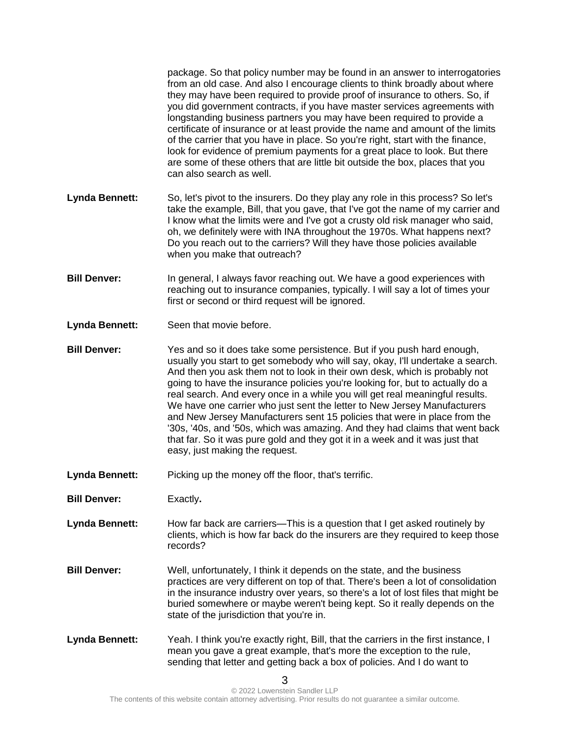package. So that policy number may be found in an answer to interrogatories from an old case. And also I encourage clients to think broadly about where they may have been required to provide proof of insurance to others. So, if you did government contracts, if you have master services agreements with longstanding business partners you may have been required to provide a certificate of insurance or at least provide the name and amount of the limits of the carrier that you have in place. So you're right, start with the finance, look for evidence of premium payments for a great place to look. But there are some of these others that are little bit outside the box, places that you can also search as well.

**Lynda Bennett:** So, let's pivot to the insurers. Do they play any role in this process? So let's take the example, Bill, that you gave, that I've got the name of my carrier and I know what the limits were and I've got a crusty old risk manager who said, oh, we definitely were with INA throughout the 1970s. What happens next? Do you reach out to the carriers? Will they have those policies available when you make that outreach?

**Bill Denver:** In general, I always favor reaching out. We have a good experiences with reaching out to insurance companies, typically. I will say a lot of times your first or second or third request will be ignored.

**Lynda Bennett:** Seen that movie before.

**Bill Denver:** Yes and so it does take some persistence. But if you push hard enough, usually you start to get somebody who will say, okay, I'll undertake a search. And then you ask them not to look in their own desk, which is probably not going to have the insurance policies you're looking for, but to actually do a real search. And every once in a while you will get real meaningful results. We have one carrier who just sent the letter to New Jersey Manufacturers and New Jersey Manufacturers sent 15 policies that were in place from the '30s, '40s, and '50s, which was amazing. And they had claims that went back that far. So it was pure gold and they got it in a week and it was just that easy, just making the request.

**Lynda Bennett:** Picking up the money off the floor, that's terrific.

**Bill Denver:** Exactly**.**

**Lynda Bennett:** How far back are carriers—This is a question that I get asked routinely by clients, which is how far back do the insurers are they required to keep those records?

**Bill Denver:** Well, unfortunately, I think it depends on the state, and the business practices are very different on top of that. There's been a lot of consolidation in the insurance industry over years, so there's a lot of lost files that might be buried somewhere or maybe weren't being kept. So it really depends on the state of the jurisdiction that you're in.

**Lynda Bennett:** Yeah. I think you're exactly right, Bill, that the carriers in the first instance, I mean you gave a great example, that's more the exception to the rule, sending that letter and getting back a box of policies. And I do want to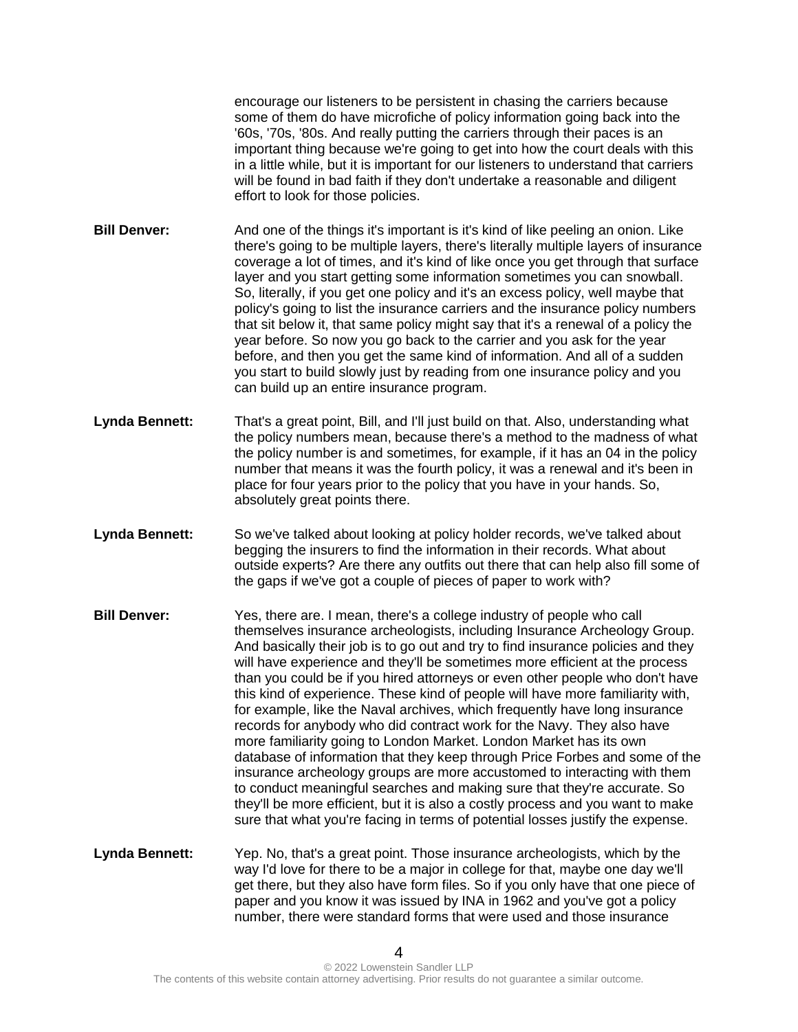encourage our listeners to be persistent in chasing the carriers because some of them do have microfiche of policy information going back into the '60s, '70s, '80s. And really putting the carriers through their paces is an important thing because we're going to get into how the court deals with this in a little while, but it is important for our listeners to understand that carriers will be found in bad faith if they don't undertake a reasonable and diligent effort to look for those policies.

**Bill Denver:** And one of the things it's important is it's kind of like peeling an onion. Like there's going to be multiple layers, there's literally multiple layers of insurance coverage a lot of times, and it's kind of like once you get through that surface layer and you start getting some information sometimes you can snowball. So, literally, if you get one policy and it's an excess policy, well maybe that policy's going to list the insurance carriers and the insurance policy numbers that sit below it, that same policy might say that it's a renewal of a policy the year before. So now you go back to the carrier and you ask for the year before, and then you get the same kind of information. And all of a sudden you start to build slowly just by reading from one insurance policy and you can build up an entire insurance program.

**Lynda Bennett:** That's a great point, Bill, and I'll just build on that. Also, understanding what the policy numbers mean, because there's a method to the madness of what the policy number is and sometimes, for example, if it has an 04 in the policy number that means it was the fourth policy, it was a renewal and it's been in place for four years prior to the policy that you have in your hands. So, absolutely great points there.

**Lynda Bennett:** So we've talked about looking at policy holder records, we've talked about begging the insurers to find the information in their records. What about outside experts? Are there any outfits out there that can help also fill some of the gaps if we've got a couple of pieces of paper to work with?

**Bill Denver:** Yes, there are. I mean, there's a college industry of people who call themselves insurance archeologists, including Insurance Archeology Group. And basically their job is to go out and try to find insurance policies and they will have experience and they'll be sometimes more efficient at the process than you could be if you hired attorneys or even other people who don't have this kind of experience. These kind of people will have more familiarity with, for example, like the Naval archives, which frequently have long insurance records for anybody who did contract work for the Navy. They also have more familiarity going to London Market. London Market has its own database of information that they keep through Price Forbes and some of the insurance archeology groups are more accustomed to interacting with them to conduct meaningful searches and making sure that they're accurate. So they'll be more efficient, but it is also a costly process and you want to make sure that what you're facing in terms of potential losses justify the expense.

**Lynda Bennett:** Yep. No, that's a great point. Those insurance archeologists, which by the way I'd love for there to be a major in college for that, maybe one day we'll get there, but they also have form files. So if you only have that one piece of paper and you know it was issued by INA in 1962 and you've got a policy number, there were standard forms that were used and those insurance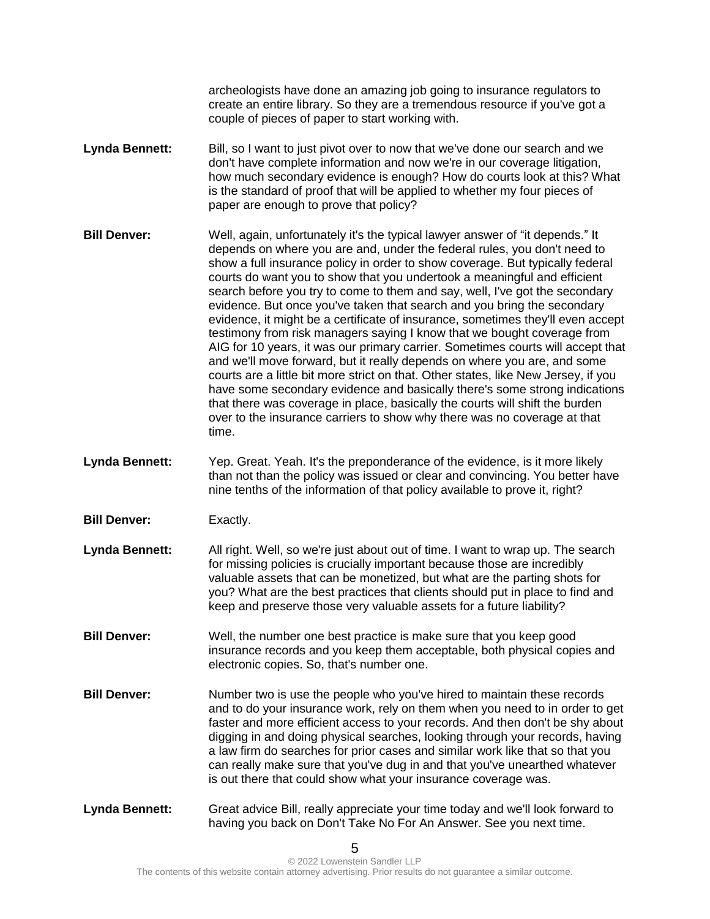archeologists have done an amazing job going to insurance regulators to create an entire library. So they are a tremendous resource if you've got a couple of pieces of paper to start working with.

**Lynda Bennett:** Bill, so I want to just pivot over to now that we've done our search and we don't have complete information and now we're in our coverage litigation, how much secondary evidence is enough? How do courts look at this? What is the standard of proof that will be applied to whether my four pieces of paper are enough to prove that policy?

**Bill Denver:** Well, again, unfortunately it's the typical lawyer answer of "it depends." It depends on where you are and, under the federal rules, you don't need to show a full insurance policy in order to show coverage. But typically federal courts do want you to show that you undertook a meaningful and efficient search before you try to come to them and say, well, I've got the secondary evidence. But once you've taken that search and you bring the secondary evidence, it might be a certificate of insurance, sometimes they'll even accept testimony from risk managers saying I know that we bought coverage from AIG for 10 years, it was our primary carrier. Sometimes courts will accept that and we'll move forward, but it really depends on where you are, and some courts are a little bit more strict on that. Other states, like New Jersey, if you have some secondary evidence and basically there's some strong indications that there was coverage in place, basically the courts will shift the burden over to the insurance carriers to show why there was no coverage at that time.

**Lynda Bennett:** Yep. Great. Yeah. It's the preponderance of the evidence, is it more likely than not than the policy was issued or clear and convincing. You better have nine tenths of the information of that policy available to prove it, right?

**Bill Denver:** Exactly.

**Lynda Bennett:** All right. Well, so we're just about out of time. I want to wrap up. The search for missing policies is crucially important because those are incredibly valuable assets that can be monetized, but what are the parting shots for you? What are the best practices that clients should put in place to find and keep and preserve those very valuable assets for a future liability?

**Bill Denver:** Well, the number one best practice is make sure that you keep good insurance records and you keep them acceptable, both physical copies and electronic copies. So, that's number one.

**Bill Denver:** Number two is use the people who you've hired to maintain these records and to do your insurance work, rely on them when you need to in order to get faster and more efficient access to your records. And then don't be shy about digging in and doing physical searches, looking through your records, having a law firm do searches for prior cases and similar work like that so that you can really make sure that you've dug in and that you've unearthed whatever is out there that could show what your insurance coverage was.

**Lynda Bennett:** Great advice Bill, really appreciate your time today and we'll look forward to having you back on Don't Take No For An Answer. See you next time.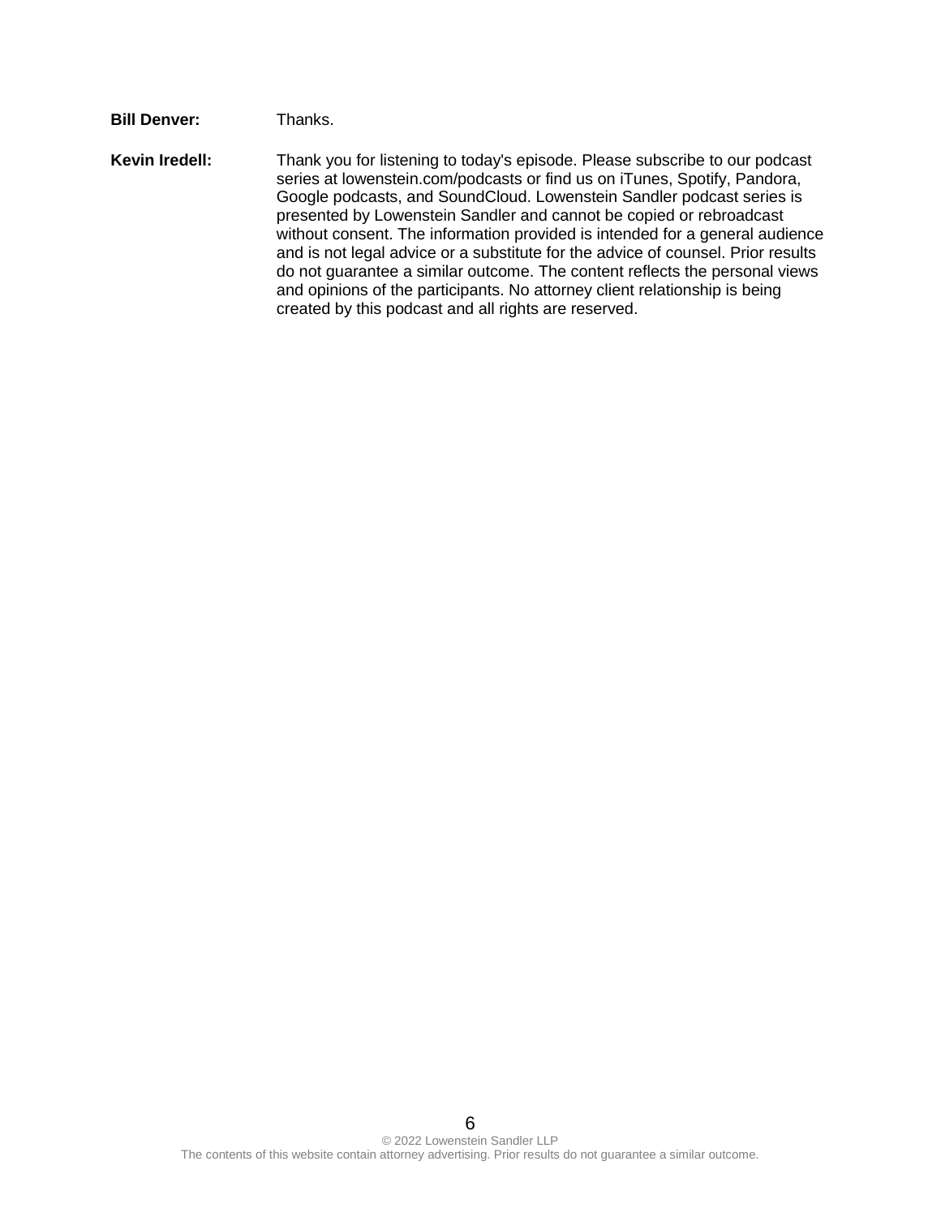**Bill Denver:** Thanks.

**Kevin Iredell:** Thank you for listening to today's episode. Please subscribe to our podcast series at lowenstein.com/podcasts or find us on iTunes, Spotify, Pandora, Google podcasts, and SoundCloud. Lowenstein Sandler podcast series is presented by Lowenstein Sandler and cannot be copied or rebroadcast without consent. The information provided is intended for a general audience and is not legal advice or a substitute for the advice of counsel. Prior results do not guarantee a similar outcome. The content reflects the personal views and opinions of the participants. No attorney client relationship is being created by this podcast and all rights are reserved.